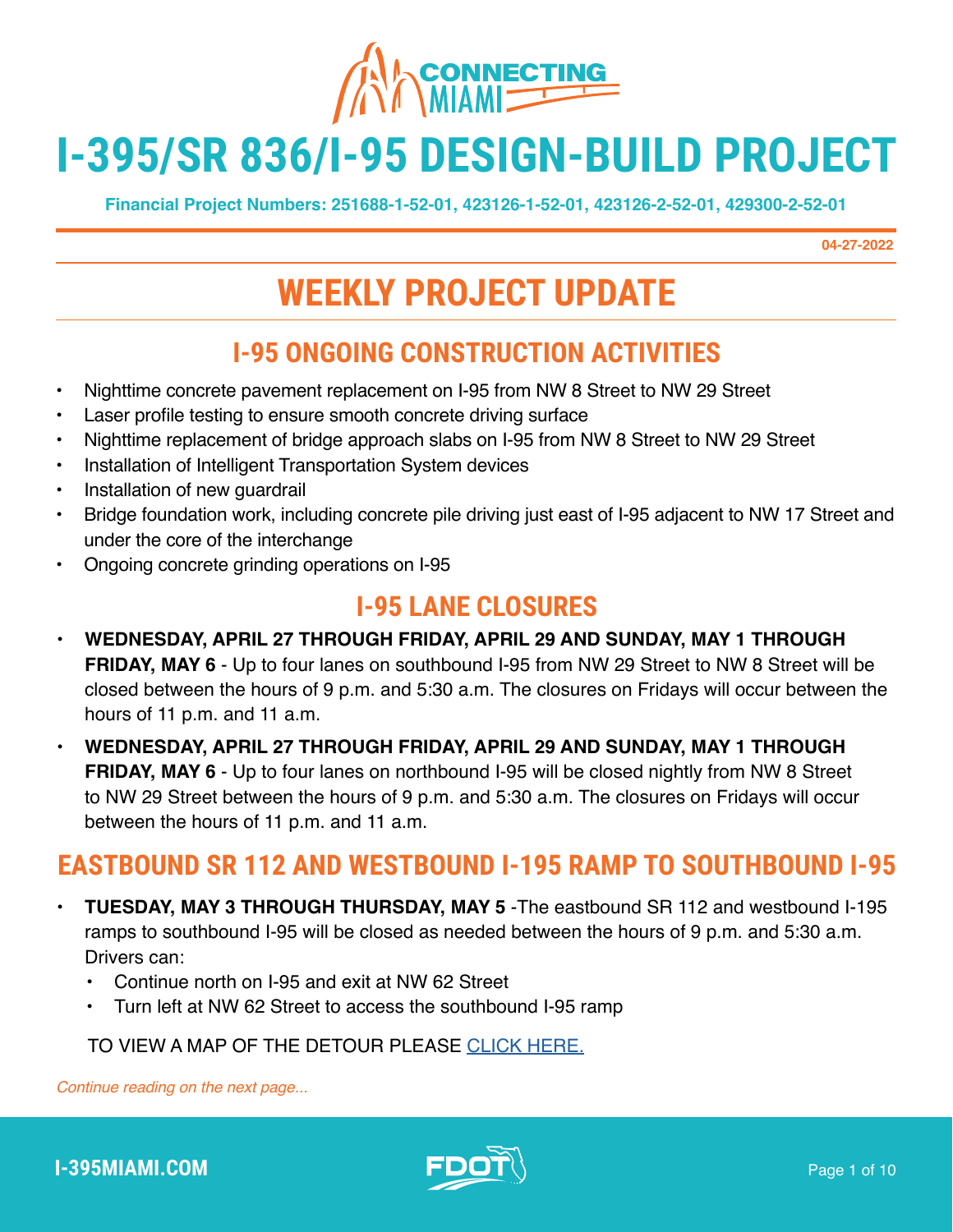# I-395/SR 836/I-95 DESIGN-BUILD PROJECT

**Financial Project Numbers: 251688-1-52-01, 423126-1-52-01, 423126-2-52-01, 429300-2-52-01**

**04-27-2022**

# WEEKLY PROJECT UPDATE

## I-95 ONGOING CONSTRUCTION ACTIVITIES

- Nighttime concrete pavement replacement on I-95 from NW 8 Street to NW 29 Street
- Laser profile testing to ensure smooth concrete driving surface
- Nighttime replacement of bridge approach slabs on I-95 from NW 8 Street to NW 29 Street
- Installation of Intelligent Transportation System devices
- Installation of new guardrail
- Bridge foundation work, including concrete pile driving just east of I-95 adjacent to NW 17 Street and under the core of the interchange
- Ongoing concrete grinding operations on I-95

## I-95 LANE CLOSURES

- **WEDNESDAY, APRIL 27 THROUGH FRIDAY, APRIL 29 AND SUNDAY, MAY 1 THROUGH FRIDAY, MAY 6** - Up to four lanes on southbound I-95 from NW 29 Street to NW 8 Street will be closed between the hours of 9 p.m. and 5:30 a.m. The closures on Fridays will occur between the hours of 11 p.m. and 11 a.m.
- **WEDNESDAY, APRIL 27 THROUGH FRIDAY, APRIL 29 AND SUNDAY, MAY 1 THROUGH FRIDAY, MAY 6** - Up to four lanes on northbound I-95 will be closed nightly from NW 8 Street to NW 29 Street between the hours of 9 p.m. and 5:30 a.m. The closures on Fridays will occur between the hours of 11 p.m. and 11 a.m.

## EASTBOUND SR 112 AND WESTBOUND I-195 RAMP TO SOUTHBOUND I-95

- **TUESDAY, MAY 3 THROUGH THURSDAY, MAY 5** -The eastbound SR 112 and westbound I-195 ramps to southbound I-95 will be closed as needed between the hours of 9 p.m. and 5:30 a.m. Drivers can:
  - Continue north on I-95 and exit at NW 62 Street
  - Turn left at NW 62 Street to access the southbound I-95 ramp

TO VIEW A MAP OF THE DETOUR PLEASE CLICK HERE.

*Continue reading on the next page...*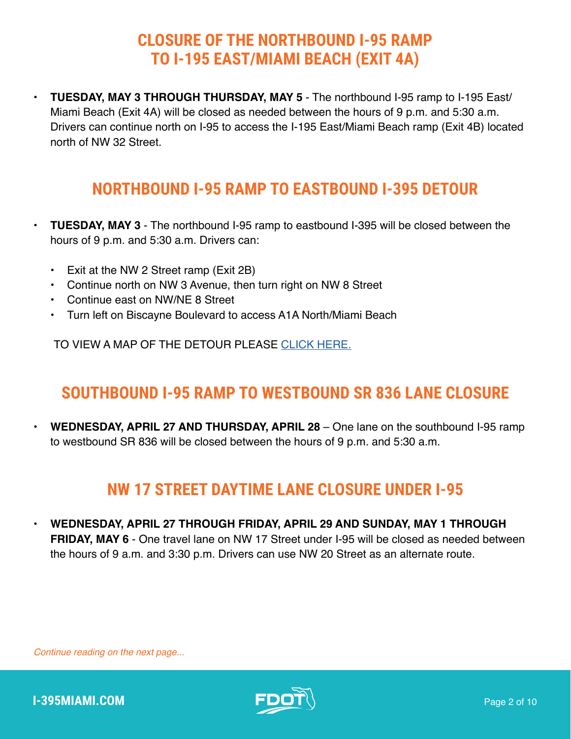## CLOSURE OF THE NORTHBOUND I-95 RAMP TO I-195 EAST/MIAMI BEACH (EXIT 4A)

- **TUESDAY, MAY 3 THROUGH THURSDAY, MAY 5** - The northbound I-95 ramp to I-195 East/ Miami Beach (Exit 4A) will be closed as needed between the hours of 9 p.m. and 5:30 a.m. Drivers can continue north on I-95 to access the I-195 East/Miami Beach ramp (Exit 4B) located north of NW 32 Street.

## NORTHBOUND I-95 RAMP TO EASTBOUND I-395 DETOUR

- **TUESDAY, MAY 3** - The northbound I-95 ramp to eastbound I-395 will be closed between the hours of 9 p.m. and 5:30 a.m. Drivers can:
    - Exit at the NW 2 Street ramp (Exit 2B)
    - Continue north on NW 3 Avenue, then turn right on NW 8 Street
    - Continue east on NW/NE 8 Street
    - Turn left on Biscayne Boulevard to access A1A North/Miami Beach

TO VIEW A MAP OF THE DETOUR PLEASE CLICK HERE.

## SOUTHBOUND I-95 RAMP TO WESTBOUND SR 836 LANE CLOSURE

- **WEDNESDAY, APRIL 27 AND THURSDAY, APRIL 28** – One lane on the southbound I-95 ramp to westbound SR 836 will be closed between the hours of 9 p.m. and 5:30 a.m.

## NW 17 STREET DAYTIME LANE CLOSURE UNDER I-95

- **WEDNESDAY, APRIL 27 THROUGH FRIDAY, APRIL 29 AND SUNDAY, MAY 1 THROUGH FRIDAY, MAY 6** - One travel lane on NW 17 Street under I-95 will be closed as needed between the hours of 9 a.m. and 3:30 p.m. Drivers can use NW 20 Street as an alternate route.

*Continue reading on the next page...*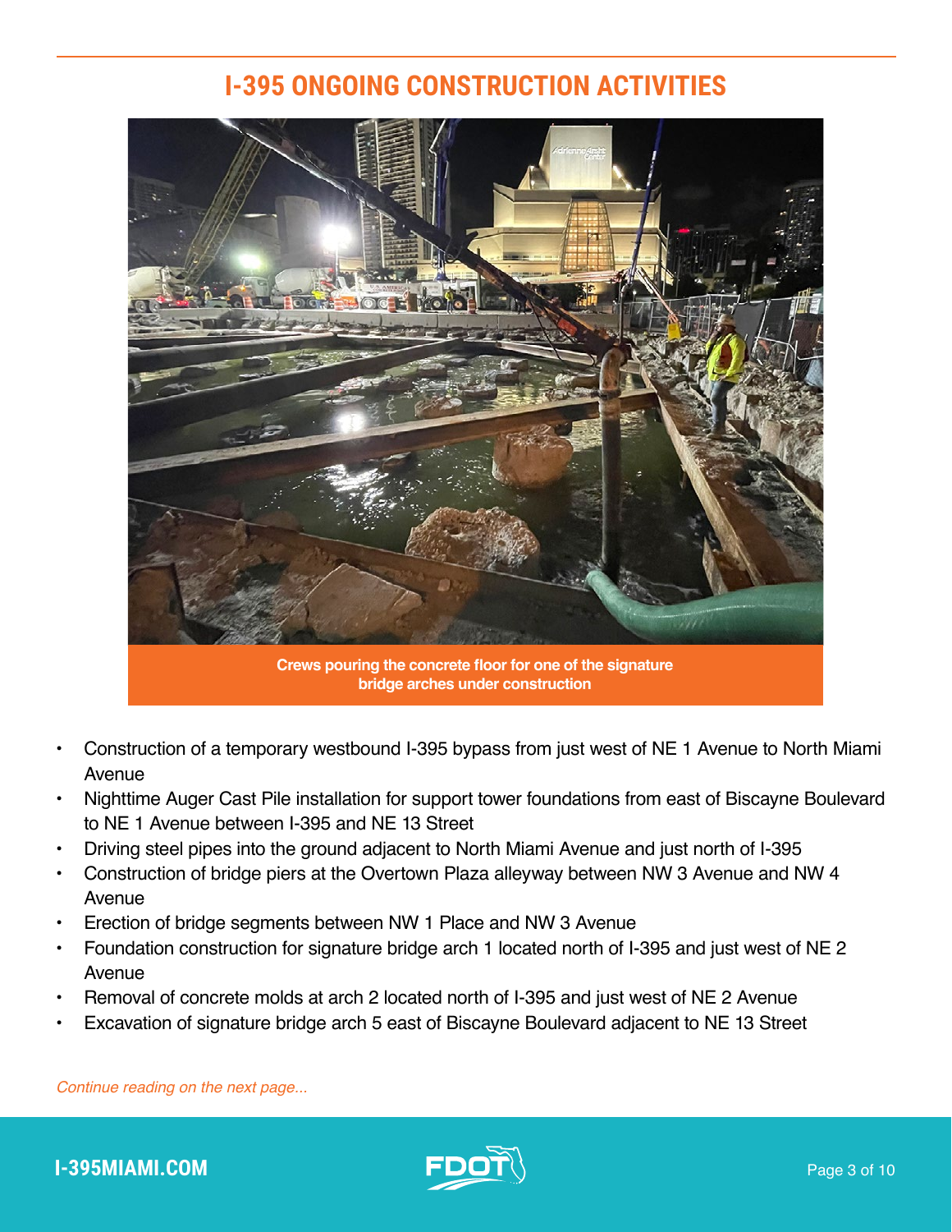# I-395 ONGOING CONSTRUCTION ACTIVITIES

Crews pouring the concrete floor for one of the signature bridge arches under construction

- Construction of a temporary westbound I-395 bypass from just west of NE 1 Avenue to North Miami Avenue
- Nighttime Auger Cast Pile installation for support tower foundations from east of Biscayne Boulevard to NE 1 Avenue between I-395 and NE 13 Street
- Driving steel pipes into the ground adjacent to North Miami Avenue and just north of I-395
- Construction of bridge piers at the Overtown Plaza alleyway between NW 3 Avenue and NW 4 Avenue
- Erection of bridge segments between NW 1 Place and NW 3 Avenue
- Foundation construction for signature bridge arch 1 located north of I-395 and just west of NE 2 Avenue
- Removal of concrete molds at arch 2 located north of I-395 and just west of NE 2 Avenue
- Excavation of signature bridge arch 5 east of Biscayne Boulevard adjacent to NE 13 Street

*Continue reading on the next page...*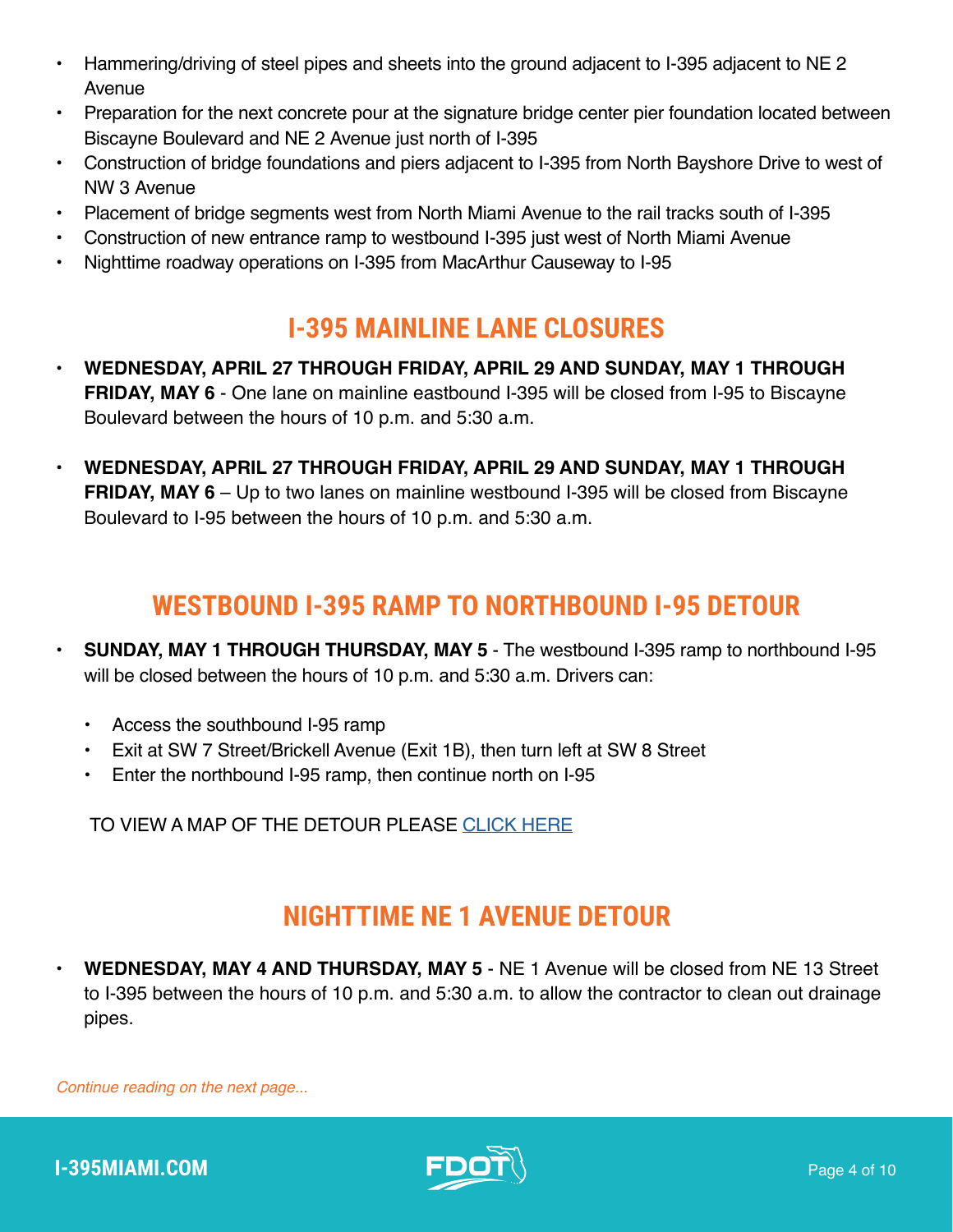- Hammering/driving of steel pipes and sheets into the ground adjacent to I-395 adjacent to NE 2 Avenue
- Preparation for the next concrete pour at the signature bridge center pier foundation located between Biscayne Boulevard and NE 2 Avenue just north of I-395
- Construction of bridge foundations and piers adjacent to I-395 from North Bayshore Drive to west of NW 3 Avenue
- Placement of bridge segments west from North Miami Avenue to the rail tracks south of I-395
- Construction of new entrance ramp to westbound I-395 just west of North Miami Avenue
- Nighttime roadway operations on I-395 from MacArthur Causeway to I-95

## I-395 MAINLINE LANE CLOSURES

- **WEDNESDAY, APRIL 27 THROUGH FRIDAY, APRIL 29 AND SUNDAY, MAY 1 THROUGH FRIDAY, MAY 6** - One lane on mainline eastbound I-395 will be closed from I-95 to Biscayne Boulevard between the hours of 10 p.m. and 5:30 a.m.

- **WEDNESDAY, APRIL 27 THROUGH FRIDAY, APRIL 29 AND SUNDAY, MAY 1 THROUGH FRIDAY, MAY 6** – Up to two lanes on mainline westbound I-395 will be closed from Biscayne Boulevard to I-95 between the hours of 10 p.m. and 5:30 a.m.

## WESTBOUND I-395 RAMP TO NORTHBOUND I-95 DETOUR

- **SUNDAY, MAY 1 THROUGH THURSDAY, MAY 5** - The westbound I-395 ramp to northbound I-95 will be closed between the hours of 10 p.m. and 5:30 a.m. Drivers can:
  - Access the southbound I-95 ramp
  - Exit at SW 7 Street/Brickell Avenue (Exit 1B), then turn left at SW 8 Street
  - Enter the northbound I-95 ramp, then continue north on I-95

TO VIEW A MAP OF THE DETOUR PLEASE CLICK HERE

## NIGHTTIME NE 1 AVENUE DETOUR

- **WEDNESDAY, MAY 4 AND THURSDAY, MAY 5** - NE 1 Avenue will be closed from NE 13 Street to I-395 between the hours of 10 p.m. and 5:30 a.m. to allow the contractor to clean out drainage pipes.

*Continue reading on the next page...*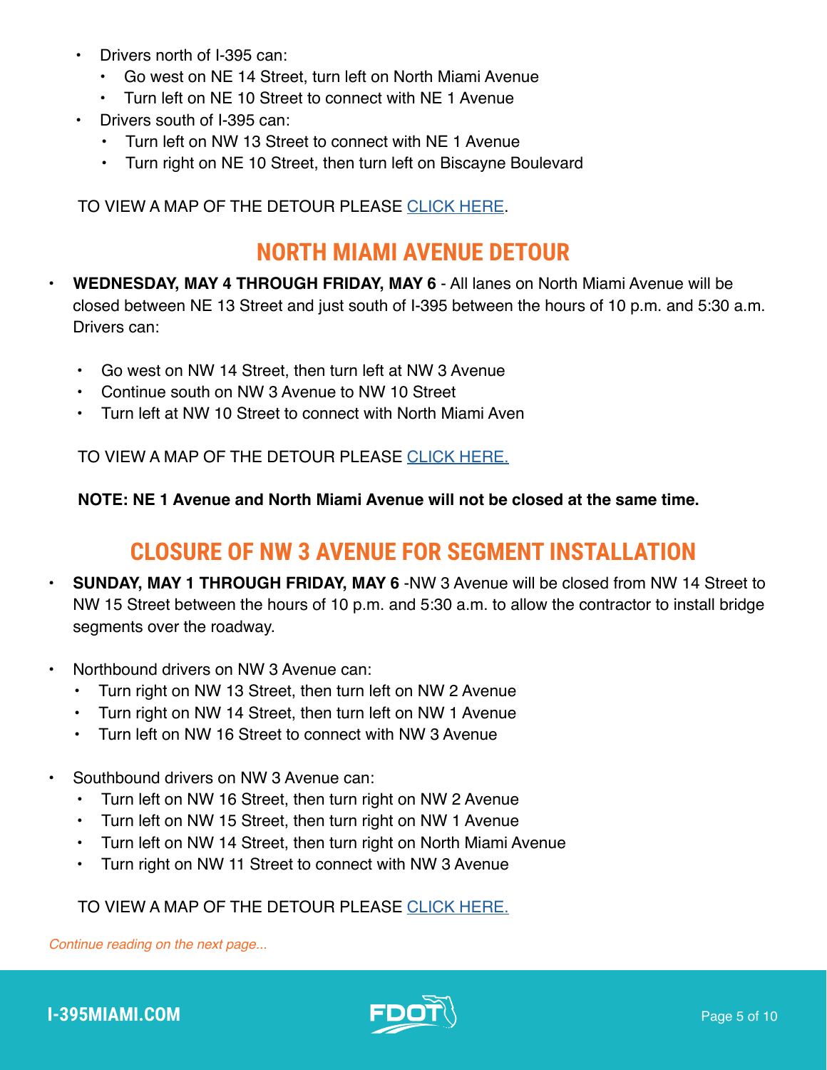- Drivers north of I-395 can:
  - Go west on NE 14 Street, turn left on North Miami Avenue
  - Turn left on NE 10 Street to connect with NE 1 Avenue
- Drivers south of I-395 can:
  - Turn left on NW 13 Street to connect with NE 1 Avenue
  - Turn right on NE 10 Street, then turn left on Biscayne Boulevard

TO VIEW A MAP OF THE DETOUR PLEASE CLICK HERE.

## NORTH MIAMI AVENUE DETOUR

- **WEDNESDAY, MAY 4 THROUGH FRIDAY, MAY 6** - All lanes on North Miami Avenue will be closed between NE 13 Street and just south of I-395 between the hours of 10 p.m. and 5:30 a.m. Drivers can:
  - Go west on NW 14 Street, then turn left at NW 3 Avenue
  - Continue south on NW 3 Avenue to NW 10 Street
  - Turn left at NW 10 Street to connect with North Miami Aven

TO VIEW A MAP OF THE DETOUR PLEASE CLICK HERE.

**NOTE: NE 1 Avenue and North Miami Avenue will not be closed at the same time.**

## CLOSURE OF NW 3 AVENUE FOR SEGMENT INSTALLATION

- **SUNDAY, MAY 1 THROUGH FRIDAY, MAY 6** -NW 3 Avenue will be closed from NW 14 Street to NW 15 Street between the hours of 10 p.m. and 5:30 a.m. to allow the contractor to install bridge segments over the roadway.

- Northbound drivers on NW 3 Avenue can:
  - Turn right on NW 13 Street, then turn left on NW 2 Avenue
  - Turn right on NW 14 Street, then turn left on NW 1 Avenue
  - Turn left on NW 16 Street to connect with NW 3 Avenue

- Southbound drivers on NW 3 Avenue can:
  - Turn left on NW 16 Street, then turn right on NW 2 Avenue
  - Turn left on NW 15 Street, then turn right on NW 1 Avenue
  - Turn left on NW 14 Street, then turn right on North Miami Avenue
  - Turn right on NW 11 Street to connect with NW 3 Avenue

TO VIEW A MAP OF THE DETOUR PLEASE CLICK HERE.

*Continue reading on the next page...*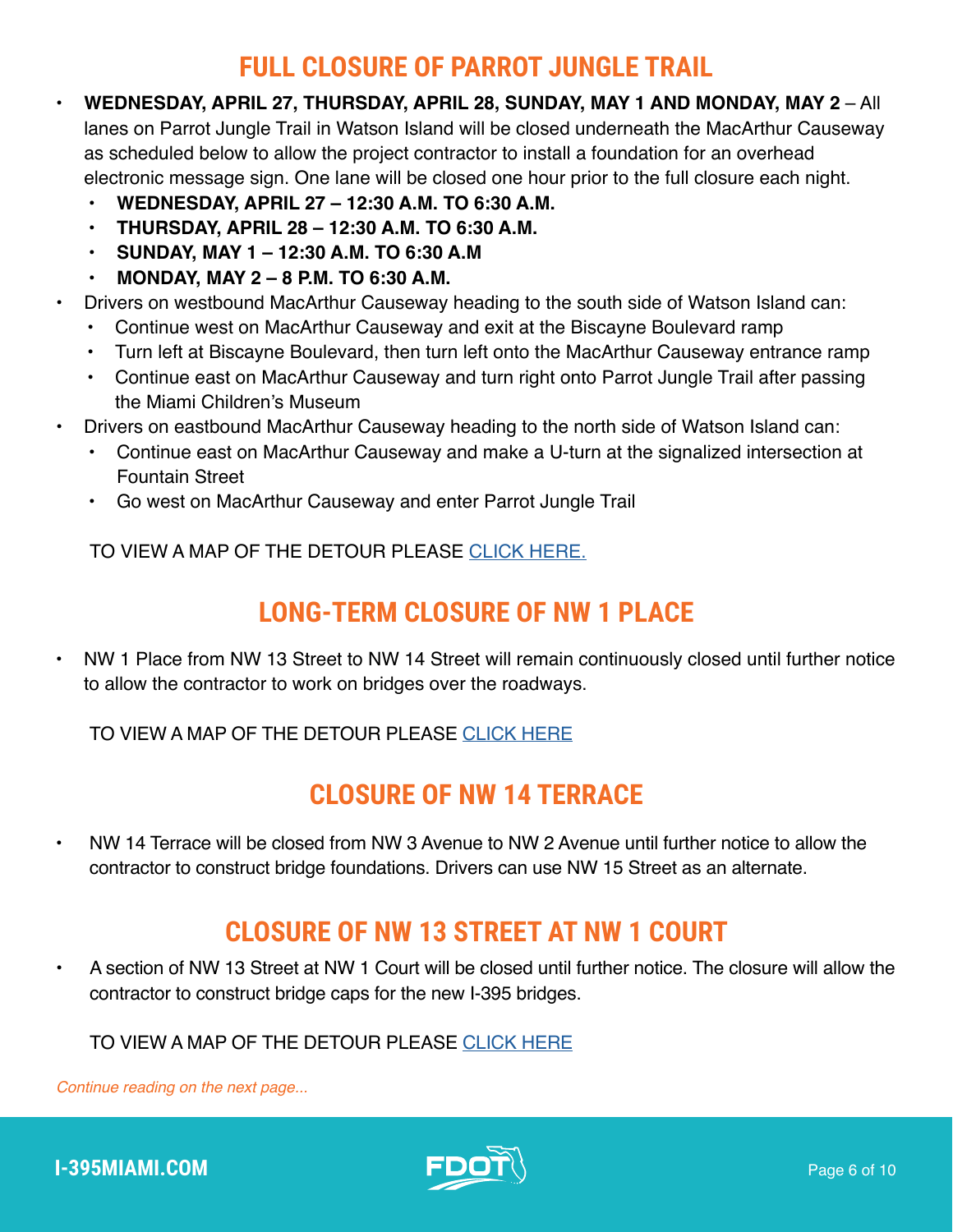## FULL CLOSURE OF PARROT JUNGLE TRAIL

- **WEDNESDAY, APRIL 27, THURSDAY, APRIL 28, SUNDAY, MAY 1 AND MONDAY, MAY 2** – All lanes on Parrot Jungle Trail in Watson Island will be closed underneath the MacArthur Causeway as scheduled below to allow the project contractor to install a foundation for an overhead electronic message sign. One lane will be closed one hour prior to the full closure each night.
  - **WEDNESDAY, APRIL 27 – 12:30 A.M. TO 6:30 A.M.**
  - **THURSDAY, APRIL 28 – 12:30 A.M. TO 6:30 A.M.**
  - **SUNDAY, MAY 1 – 12:30 A.M. TO 6:30 A.M**
  - **MONDAY, MAY 2 – 8 P.M. TO 6:30 A.M.**
- Drivers on westbound MacArthur Causeway heading to the south side of Watson Island can:
  - Continue west on MacArthur Causeway and exit at the Biscayne Boulevard ramp
  - Turn left at Biscayne Boulevard, then turn left onto the MacArthur Causeway entrance ramp
  - Continue east on MacArthur Causeway and turn right onto Parrot Jungle Trail after passing the Miami Children's Museum
- Drivers on eastbound MacArthur Causeway heading to the north side of Watson Island can:
  - Continue east on MacArthur Causeway and make a U-turn at the signalized intersection at Fountain Street
  - Go west on MacArthur Causeway and enter Parrot Jungle Trail

TO VIEW A MAP OF THE DETOUR PLEASE CLICK HERE.

## LONG-TERM CLOSURE OF NW 1 PLACE

- NW 1 Place from NW 13 Street to NW 14 Street will remain continuously closed until further notice to allow the contractor to work on bridges over the roadways.

TO VIEW A MAP OF THE DETOUR PLEASE CLICK HERE

## CLOSURE OF NW 14 TERRACE

- NW 14 Terrace will be closed from NW 3 Avenue to NW 2 Avenue until further notice to allow the contractor to construct bridge foundations. Drivers can use NW 15 Street as an alternate.

## CLOSURE OF NW 13 STREET AT NW 1 COURT

- A section of NW 13 Street at NW 1 Court will be closed until further notice. The closure will allow the contractor to construct bridge caps for the new I-395 bridges.

TO VIEW A MAP OF THE DETOUR PLEASE CLICK HERE

*Continue reading on the next page...*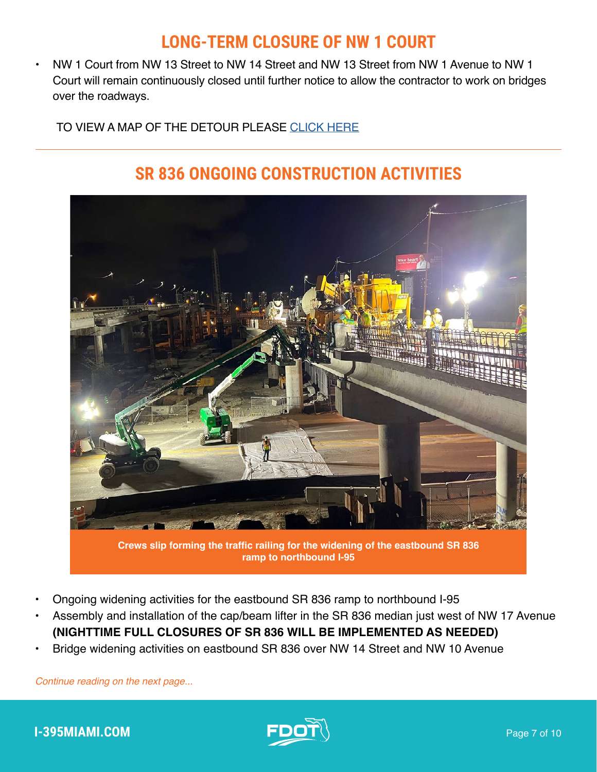## LONG-TERM CLOSURE OF NW 1 COURT

- NW 1 Court from NW 13 Street to NW 14 Street and NW 13 Street from NW 1 Avenue to NW 1 Court will remain continuously closed until further notice to allow the contractor to work on bridges over the roadways.

TO VIEW A MAP OF THE DETOUR PLEASE CLICK HERE

---

## SR 836 ONGOING CONSTRUCTION ACTIVITIES

**Crews slip forming the traffic railing for the widening of the eastbound SR 836 ramp to northbound I-95**

- Ongoing widening activities for the eastbound SR 836 ramp to northbound I-95
- Assembly and installation of the cap/beam lifter in the SR 836 median just west of NW 17 Avenue **(NIGHTTIME FULL CLOSURES OF SR 836 WILL BE IMPLEMENTED AS NEEDED)**
- Bridge widening activities on eastbound SR 836 over NW 14 Street and NW 10 Avenue

*Continue reading on the next page...*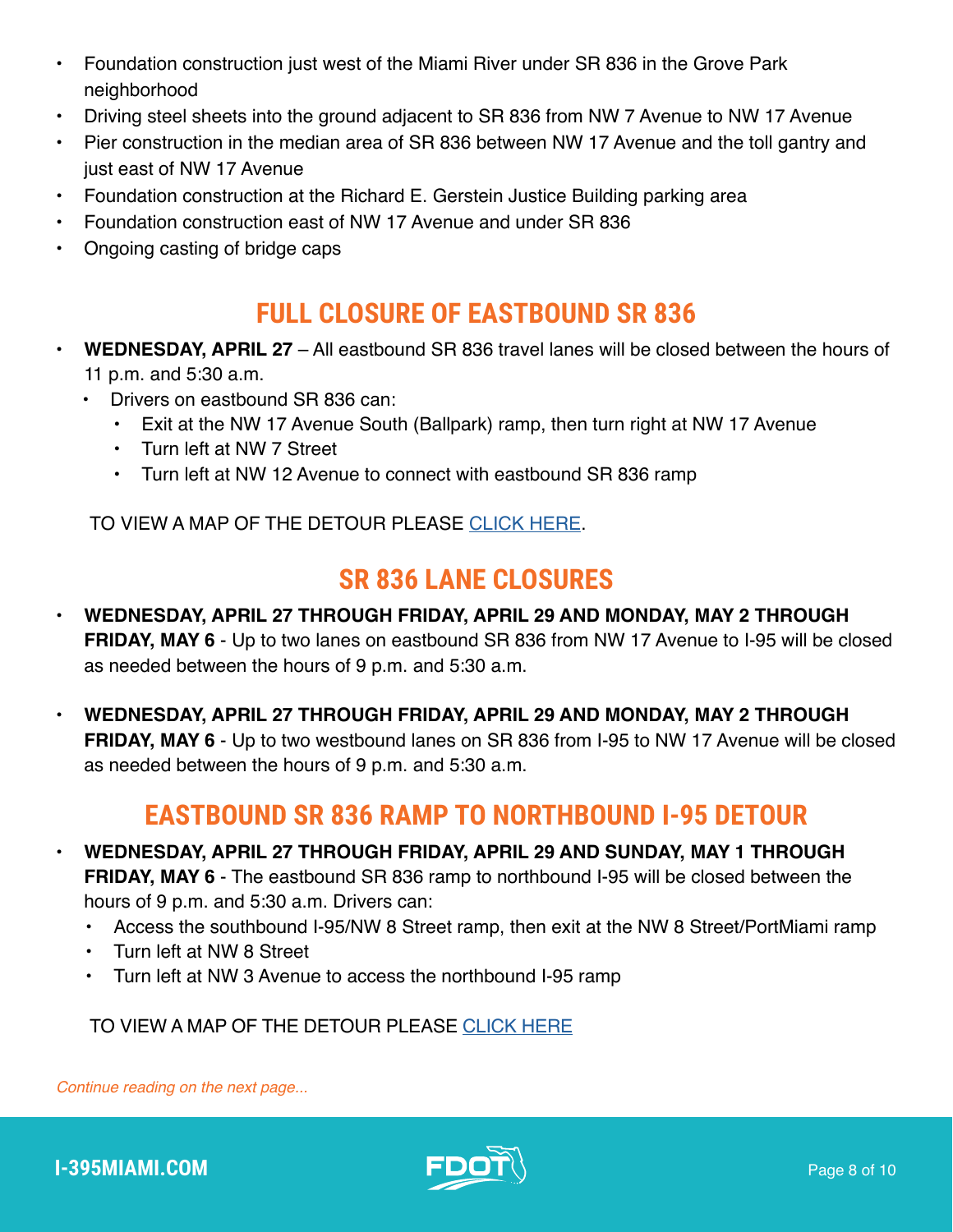- Foundation construction just west of the Miami River under SR 836 in the Grove Park neighborhood
- Driving steel sheets into the ground adjacent to SR 836 from NW 7 Avenue to NW 17 Avenue
- Pier construction in the median area of SR 836 between NW 17 Avenue and the toll gantry and just east of NW 17 Avenue
- Foundation construction at the Richard E. Gerstein Justice Building parking area
- Foundation construction east of NW 17 Avenue and under SR 836
- Ongoing casting of bridge caps

## FULL CLOSURE OF EASTBOUND SR 836

- **WEDNESDAY, APRIL 27** – All eastbound SR 836 travel lanes will be closed between the hours of 11 p.m. and 5:30 a.m.
  - Drivers on eastbound SR 836 can:
    - Exit at the NW 17 Avenue South (Ballpark) ramp, then turn right at NW 17 Avenue
    - Turn left at NW 7 Street
    - Turn left at NW 12 Avenue to connect with eastbound SR 836 ramp

TO VIEW A MAP OF THE DETOUR PLEASE CLICK HERE.

## SR 836 LANE CLOSURES

- **WEDNESDAY, APRIL 27 THROUGH FRIDAY, APRIL 29 AND MONDAY, MAY 2 THROUGH FRIDAY, MAY 6** - Up to two lanes on eastbound SR 836 from NW 17 Avenue to I-95 will be closed as needed between the hours of 9 p.m. and 5:30 a.m.

- **WEDNESDAY, APRIL 27 THROUGH FRIDAY, APRIL 29 AND MONDAY, MAY 2 THROUGH FRIDAY, MAY 6** - Up to two westbound lanes on SR 836 from I-95 to NW 17 Avenue will be closed as needed between the hours of 9 p.m. and 5:30 a.m.

## EASTBOUND SR 836 RAMP TO NORTHBOUND I-95 DETOUR

- **WEDNESDAY, APRIL 27 THROUGH FRIDAY, APRIL 29 AND SUNDAY, MAY 1 THROUGH FRIDAY, MAY 6** - The eastbound SR 836 ramp to northbound I-95 will be closed between the hours of 9 p.m. and 5:30 a.m. Drivers can:
  - Access the southbound I-95/NW 8 Street ramp, then exit at the NW 8 Street/PortMiami ramp
  - Turn left at NW 8 Street
  - Turn left at NW 3 Avenue to access the northbound I-95 ramp

TO VIEW A MAP OF THE DETOUR PLEASE CLICK HERE

*Continue reading on the next page...*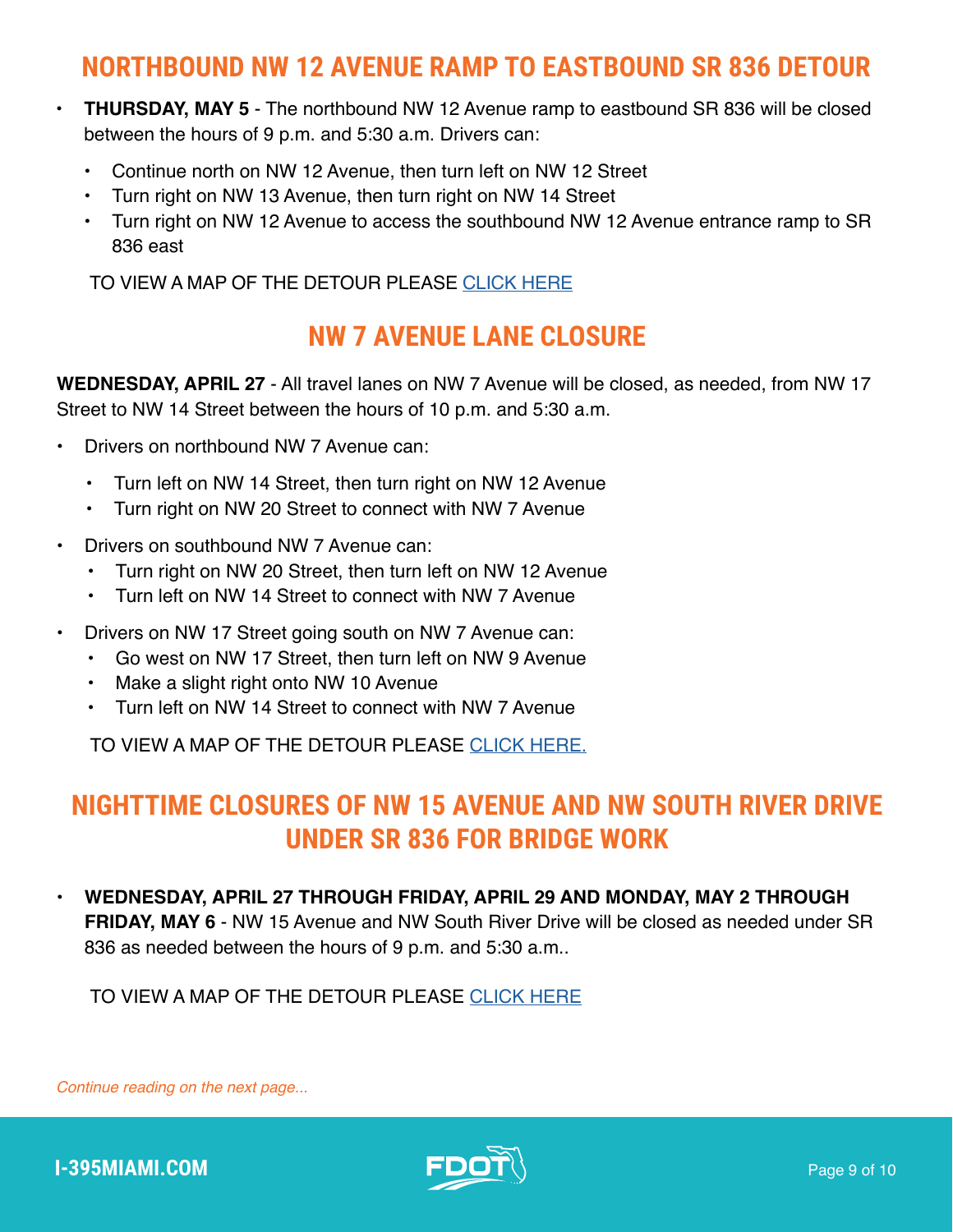## NORTHBOUND NW 12 AVENUE RAMP TO EASTBOUND SR 836 DETOUR

- **THURSDAY, MAY 5** - The northbound NW 12 Avenue ramp to eastbound SR 836 will be closed between the hours of 9 p.m. and 5:30 a.m. Drivers can:
  - Continue north on NW 12 Avenue, then turn left on NW 12 Street
  - Turn right on NW 13 Avenue, then turn right on NW 14 Street
  - Turn right on NW 12 Avenue to access the southbound NW 12 Avenue entrance ramp to SR 836 east

TO VIEW A MAP OF THE DETOUR PLEASE CLICK HERE

## NW 7 AVENUE LANE CLOSURE

**WEDNESDAY, APRIL 27** - All travel lanes on NW 7 Avenue will be closed, as needed, from NW 17 Street to NW 14 Street between the hours of 10 p.m. and 5:30 a.m.

- Drivers on northbound NW 7 Avenue can:
  - Turn left on NW 14 Street, then turn right on NW 12 Avenue
  - Turn right on NW 20 Street to connect with NW 7 Avenue
- Drivers on southbound NW 7 Avenue can:
  - Turn right on NW 20 Street, then turn left on NW 12 Avenue
  - Turn left on NW 14 Street to connect with NW 7 Avenue
- Drivers on NW 17 Street going south on NW 7 Avenue can:
  - Go west on NW 17 Street, then turn left on NW 9 Avenue
  - Make a slight right onto NW 10 Avenue
  - Turn left on NW 14 Street to connect with NW 7 Avenue

TO VIEW A MAP OF THE DETOUR PLEASE CLICK HERE.

## NIGHTTIME CLOSURES OF NW 15 AVENUE AND NW SOUTH RIVER DRIVE UNDER SR 836 FOR BRIDGE WORK

- **WEDNESDAY, APRIL 27 THROUGH FRIDAY, APRIL 29 AND MONDAY, MAY 2 THROUGH FRIDAY, MAY 6** - NW 15 Avenue and NW South River Drive will be closed as needed under SR 836 as needed between the hours of 9 p.m. and 5:30 a.m..

TO VIEW A MAP OF THE DETOUR PLEASE CLICK HERE

*Continue reading on the next page...*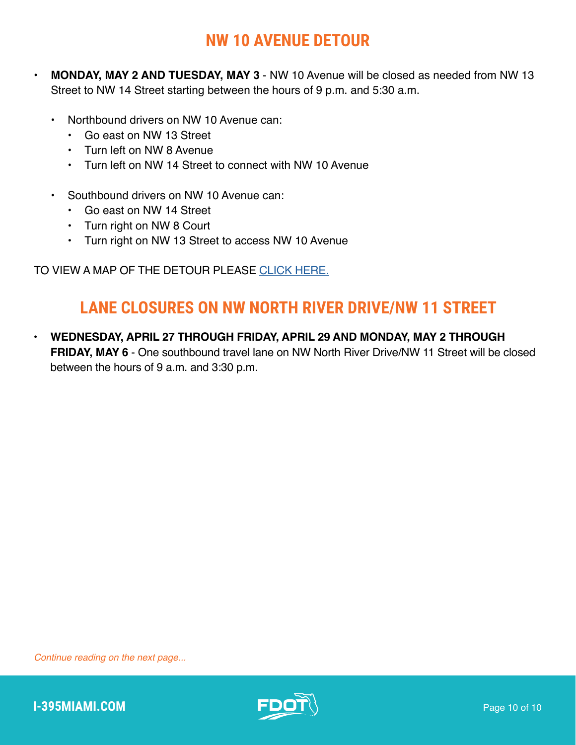## NW 10 AVENUE DETOUR

- **MONDAY, MAY 2 AND TUESDAY, MAY 3** - NW 10 Avenue will be closed as needed from NW 13 Street to NW 14 Street starting between the hours of 9 p.m. and 5:30 a.m.

  - Northbound drivers on NW 10 Avenue can:
    - Go east on NW 13 Street
    - Turn left on NW 8 Avenue
    - Turn left on NW 14 Street to connect with NW 10 Avenue

  - Southbound drivers on NW 10 Avenue can:
    - Go east on NW 14 Street
    - Turn right on NW 8 Court
    - Turn right on NW 13 Street to access NW 10 Avenue

TO VIEW A MAP OF THE DETOUR PLEASE CLICK HERE.

## LANE CLOSURES ON NW NORTH RIVER DRIVE/NW 11 STREET

- **WEDNESDAY, APRIL 27 THROUGH FRIDAY, APRIL 29 AND MONDAY, MAY 2 THROUGH FRIDAY, MAY 6** - One southbound travel lane on NW North River Drive/NW 11 Street will be closed between the hours of 9 a.m. and 3:30 p.m.

*Continue reading on the next page...*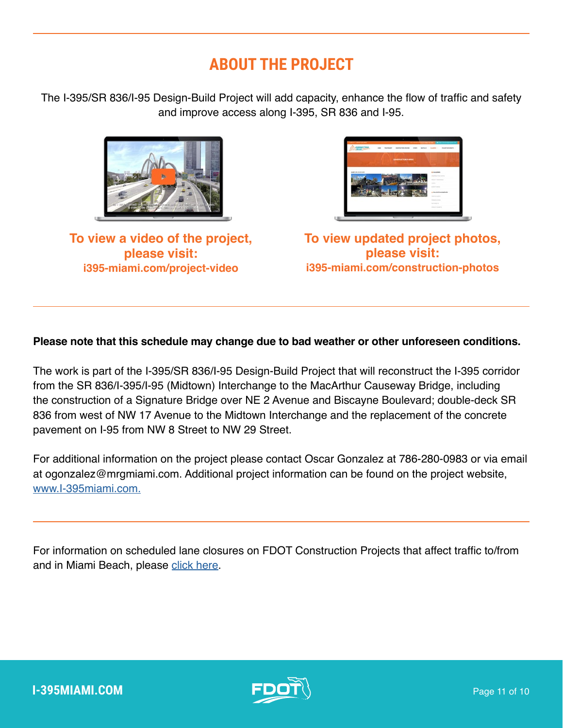## ABOUT THE PROJECT

The I-395/SR 836/I-95 Design-Build Project will add capacity, enhance the flow of traffic and safety and improve access along I-395, SR 836 and I-95.

**To view a video of the project, please visit:**
**i395-miami.com/project-video**

**To view updated project photos, please visit:**
**i395-miami.com/construction-photos**

---

**Please note that this schedule may change due to bad weather or other unforeseen conditions.**

The work is part of the I-395/SR 836/I-95 Design-Build Project that will reconstruct the I-395 corridor from the SR 836/I-395/I-95 (Midtown) Interchange to the MacArthur Causeway Bridge, including the construction of a Signature Bridge over NE 2 Avenue and Biscayne Boulevard; double-deck SR 836 from west of NW 17 Avenue to the Midtown Interchange and the replacement of the concrete pavement on I-95 from NW 8 Street to NW 29 Street.

For additional information on the project please contact Oscar Gonzalez at 786-280-0983 or via email at ogonzalez@mrgmiami.com. Additional project information can be found on the project website, www.I-395miami.com.

---

For information on scheduled lane closures on FDOT Construction Projects that affect traffic to/from and in Miami Beach, please click here.